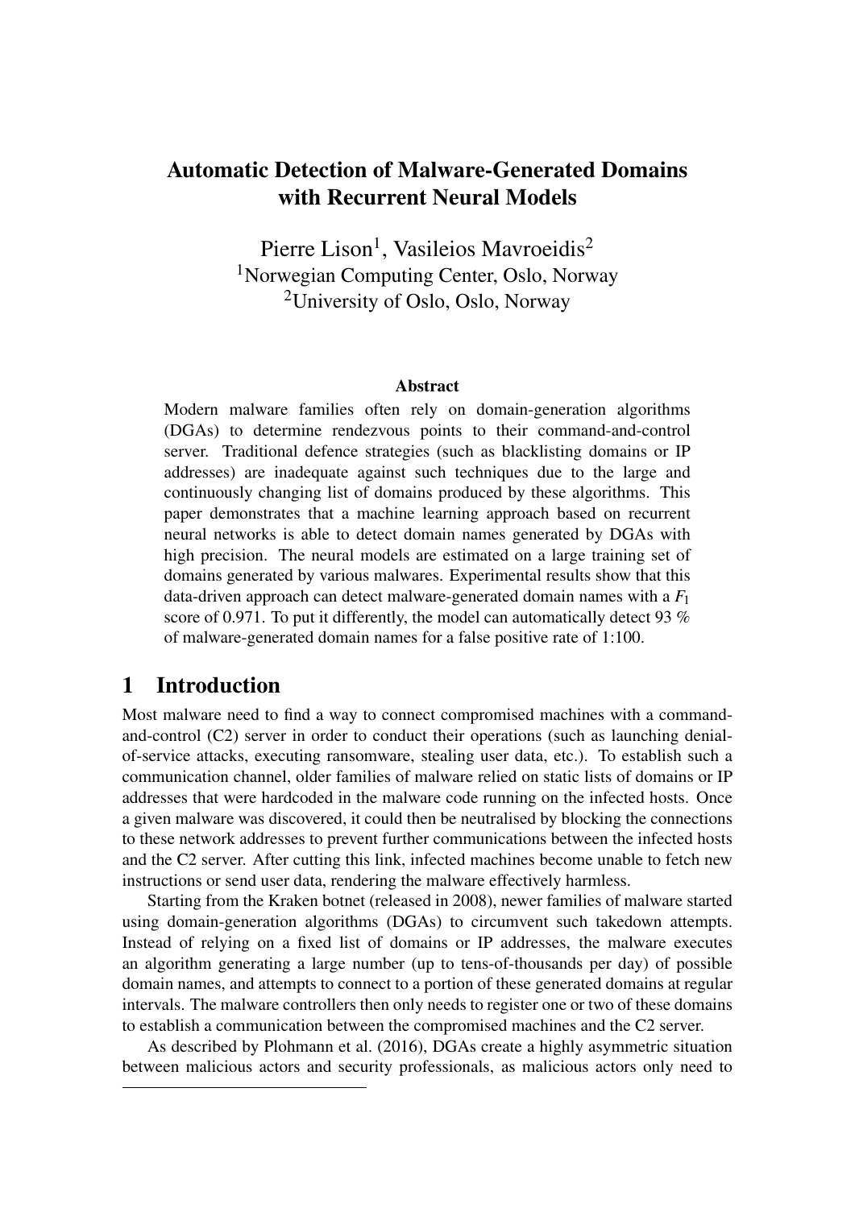# Automatic Detection of Malware-Generated Domains with Recurrent Neural Models

Pierre Lison[1], Vasileios Mavroeidis[2]
[1]Norwegian Computing Center, Oslo, Norway
[2]University of Oslo, Oslo, Norway

### Abstract

Modern malware families often rely on domain-generation algorithms (DGAs) to determine rendezvous points to their command-and-control server. Traditional defence strategies (such as blacklisting domains or IP addresses) are inadequate against such techniques due to the large and continuously changing list of domains produced by these algorithms. This paper demonstrates that a machine learning approach based on recurrent neural networks is able to detect domain names generated by DGAs with high precision. The neural models are estimated on a large training set of domains generated by various malwares. Experimental results show that this data-driven approach can detect malware-generated domain names with a $F_1$ score of 0.971. To put it differently, the model can automatically detect 93 % of malware-generated domain names for a false positive rate of 1:100.

## 1 Introduction

Most malware need to find a way to connect compromised machines with a command-and-control (C2) server in order to conduct their operations (such as launching denial-of-service attacks, executing ransomware, stealing user data, etc.). To establish such a communication channel, older families of malware relied on static lists of domains or IP addresses that were hardcoded in the malware code running on the infected hosts. Once a given malware was discovered, it could then be neutralised by blocking the connections to these network addresses to prevent further communications between the infected hosts and the C2 server. After cutting this link, infected machines become unable to fetch new instructions or send user data, rendering the malware effectively harmless.

Starting from the Kraken botnet (released in 2008), newer families of malware started using domain-generation algorithms (DGAs) to circumvent such takedown attempts. Instead of relying on a fixed list of domains or IP addresses, the malware executes an algorithm generating a large number (up to tens-of-thousands per day) of possible domain names, and attempts to connect to a portion of these generated domains at regular intervals. The malware controllers then only needs to register one or two of these domains to establish a communication between the compromised machines and the C2 server.

As described by Plohmann et al. (2016), DGAs create a highly asymmetric situation between malicious actors and security professionals, as malicious actors only need to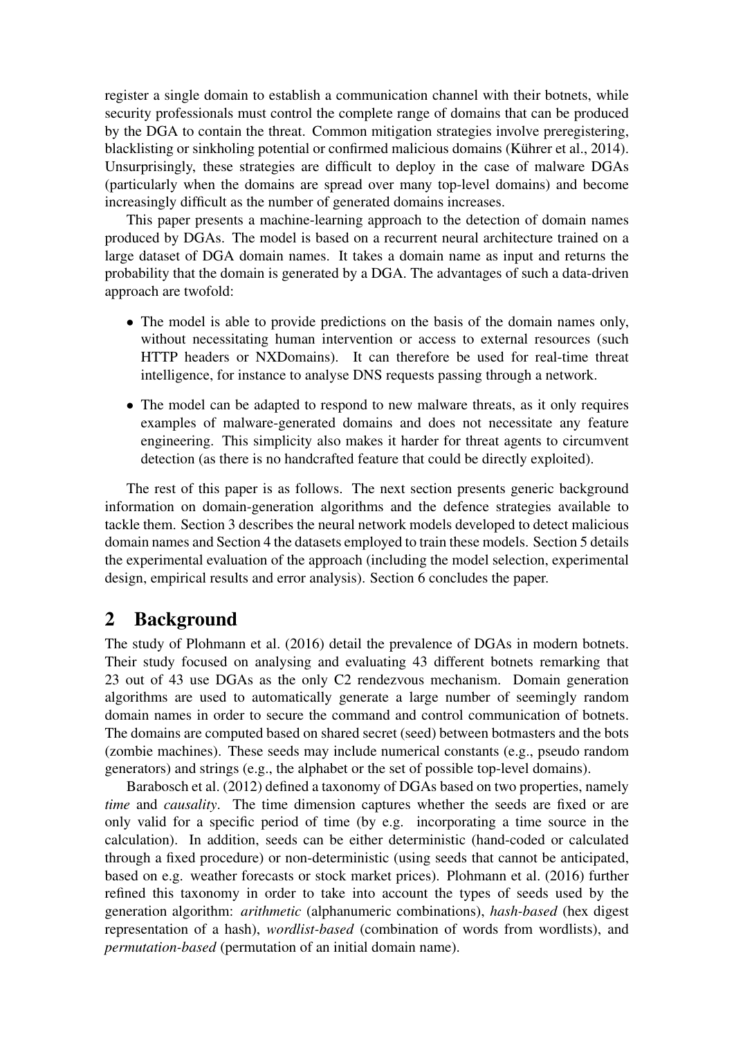register a single domain to establish a communication channel with their botnets, while security professionals must control the complete range of domains that can be produced by the DGA to contain the threat. Common mitigation strategies involve preregistering, blacklisting or sinkholing potential or confirmed malicious domains (Kührer et al., 2014). Unsurprisingly, these strategies are difficult to deploy in the case of malware DGAs (particularly when the domains are spread over many top-level domains) and become increasingly difficult as the number of generated domains increases.

This paper presents a machine-learning approach to the detection of domain names produced by DGAs. The model is based on a recurrent neural architecture trained on a large dataset of DGA domain names. It takes a domain name as input and returns the probability that the domain is generated by a DGA. The advantages of such a data-driven approach are twofold:

- The model is able to provide predictions on the basis of the domain names only, without necessitating human intervention or access to external resources (such HTTP headers or NXDomains). It can therefore be used for real-time threat intelligence, for instance to analyse DNS requests passing through a network.
- The model can be adapted to respond to new malware threats, as it only requires examples of malware-generated domains and does not necessitate any feature engineering. This simplicity also makes it harder for threat agents to circumvent detection (as there is no handcrafted feature that could be directly exploited).

The rest of this paper is as follows. The next section presents generic background information on domain-generation algorithms and the defence strategies available to tackle them. Section 3 describes the neural network models developed to detect malicious domain names and Section 4 the datasets employed to train these models. Section 5 details the experimental evaluation of the approach (including the model selection, experimental design, empirical results and error analysis). Section 6 concludes the paper.

## 2 Background

The study of Plohmann et al. (2016) detail the prevalence of DGAs in modern botnets. Their study focused on analysing and evaluating 43 different botnets remarking that 23 out of 43 use DGAs as the only C2 rendezvous mechanism. Domain generation algorithms are used to automatically generate a large number of seemingly random domain names in order to secure the command and control communication of botnets. The domains are computed based on shared secret (seed) between botmasters and the bots (zombie machines). These seeds may include numerical constants (e.g., pseudo random generators) and strings (e.g., the alphabet or the set of possible top-level domains).

Barabosch et al. (2012) defined a taxonomy of DGAs based on two properties, namely *time* and *causality*. The time dimension captures whether the seeds are fixed or are only valid for a specific period of time (by e.g. incorporating a time source in the calculation). In addition, seeds can be either deterministic (hand-coded or calculated through a fixed procedure) or non-deterministic (using seeds that cannot be anticipated, based on e.g. weather forecasts or stock market prices). Plohmann et al. (2016) further refined this taxonomy in order to take into account the types of seeds used by the generation algorithm: *arithmetic* (alphanumeric combinations), *hash-based* (hex digest representation of a hash), *wordlist-based* (combination of words from wordlists), and *permutation-based* (permutation of an initial domain name).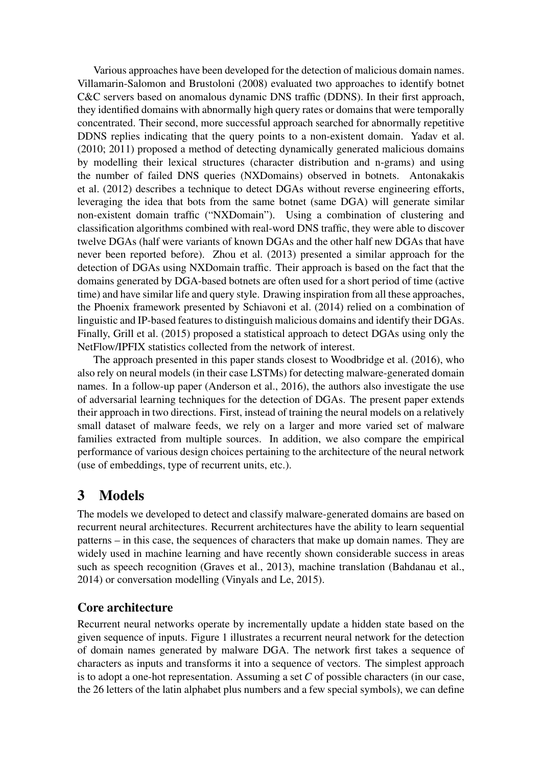Various approaches have been developed for the detection of malicious domain names. Villamarin-Salomon and Brustoloni (2008) evaluated two approaches to identify botnet C&C servers based on anomalous dynamic DNS traffic (DDNS). In their first approach, they identified domains with abnormally high query rates or domains that were temporally concentrated. Their second, more successful approach searched for abnormally repetitive DDNS replies indicating that the query points to a non-existent domain. Yadav et al. (2010; 2011) proposed a method of detecting dynamically generated malicious domains by modelling their lexical structures (character distribution and n-grams) and using the number of failed DNS queries (NXDomains) observed in botnets. Antonakakis et al. (2012) describes a technique to detect DGAs without reverse engineering efforts, leveraging the idea that bots from the same botnet (same DGA) will generate similar non-existent domain traffic ("NXDomain"). Using a combination of clustering and classification algorithms combined with real-word DNS traffic, they were able to discover twelve DGAs (half were variants of known DGAs and the other half new DGAs that have never been reported before). Zhou et al. (2013) presented a similar approach for the detection of DGAs using NXDomain traffic. Their approach is based on the fact that the domains generated by DGA-based botnets are often used for a short period of time (active time) and have similar life and query style. Drawing inspiration from all these approaches, the Phoenix framework presented by Schiavoni et al. (2014) relied on a combination of linguistic and IP-based features to distinguish malicious domains and identify their DGAs. Finally, Grill et al. (2015) proposed a statistical approach to detect DGAs using only the NetFlow/IPFIX statistics collected from the network of interest.

The approach presented in this paper stands closest to Woodbridge et al. (2016), who also rely on neural models (in their case LSTMs) for detecting malware-generated domain names. In a follow-up paper (Anderson et al., 2016), the authors also investigate the use of adversarial learning techniques for the detection of DGAs. The present paper extends their approach in two directions. First, instead of training the neural models on a relatively small dataset of malware feeds, we rely on a larger and more varied set of malware families extracted from multiple sources. In addition, we also compare the empirical performance of various design choices pertaining to the architecture of the neural network (use of embeddings, type of recurrent units, etc.).

## 3 Models

The models we developed to detect and classify malware-generated domains are based on recurrent neural architectures. Recurrent architectures have the ability to learn sequential patterns – in this case, the sequences of characters that make up domain names. They are widely used in machine learning and have recently shown considerable success in areas such as speech recognition (Graves et al., 2013), machine translation (Bahdanau et al., 2014) or conversation modelling (Vinyals and Le, 2015).

### Core architecture

Recurrent neural networks operate by incrementally update a hidden state based on the given sequence of inputs. Figure 1 illustrates a recurrent neural network for the detection of domain names generated by malware DGA. The network first takes a sequence of characters as inputs and transforms it into a sequence of vectors. The simplest approach is to adopt a one-hot representation. Assuming a set $C$ of possible characters (in our case, the 26 letters of the latin alphabet plus numbers and a few special symbols), we can define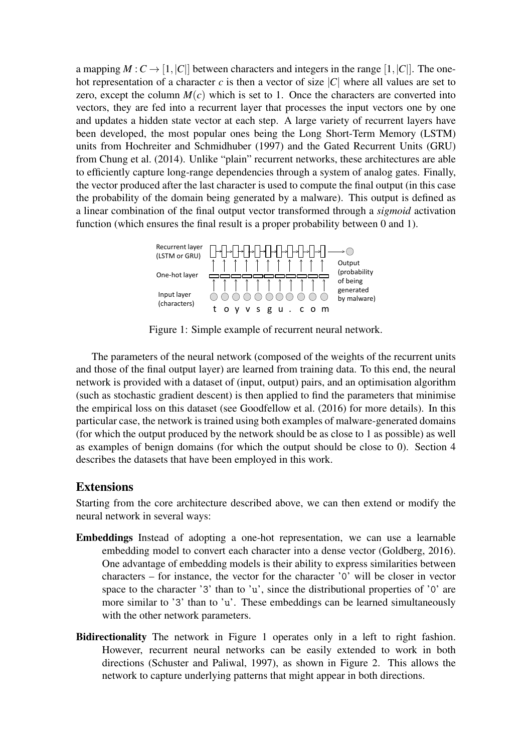a mapping $M : C \rightarrow [1, |C|]$ between characters and integers in the range $[1, |C|]$. The one-hot representation of a character $c$ is then a vector of size $|C|$ where all values are set to zero, except the column $M(c)$ which is set to 1. Once the characters are converted into vectors, they are fed into a recurrent layer that processes the input vectors one by one and updates a hidden state vector at each step. A large variety of recurrent layers have been developed, the most popular ones being the Long Short-Term Memory (LSTM) units from Hochreiter and Schmidhuber (1997) and the Gated Recurrent Units (GRU) from Chung et al. (2014). Unlike "plain" recurrent networks, these architectures are able to efficiently capture long-range dependencies through a system of analog gates. Finally, the vector produced after the last character is used to compute the final output (in this case the probability of the domain being generated by a malware). This output is defined as a linear combination of the final output vector transformed through a *sigmoid* activation function (which ensures the final result is a proper probability between 0 and 1).

Figure 1: Simple example of recurrent neural network.

The parameters of the neural network (composed of the weights of the recurrent units and those of the final output layer) are learned from training data. To this end, the neural network is provided with a dataset of (input, output) pairs, and an optimisation algorithm (such as stochastic gradient descent) is then applied to find the parameters that minimise the empirical loss on this dataset (see Goodfellow et al. (2016) for more details). In this particular case, the network is trained using both examples of malware-generated domains (for which the output produced by the network should be as close to 1 as possible) as well as examples of benign domains (for which the output should be close to 0). Section 4 describes the datasets that have been employed in this work.

## Extensions

Starting from the core architecture described above, we can then extend or modify the neural network in several ways:

**Embeddings** Instead of adopting a one-hot representation, we can use a learnable embedding model to convert each character into a dense vector (Goldberg, 2016). One advantage of embedding models is their ability to express similarities between characters – for instance, the vector for the character '0' will be closer in vector space to the character '3' than to 'u', since the distributional properties of '0' are more similar to '3' than to 'u'. These embeddings can be learned simultaneously with the other network parameters.

**Bidirectionality** The network in Figure 1 operates only in a left to right fashion. However, recurrent neural networks can be easily extended to work in both directions (Schuster and Paliwal, 1997), as shown in Figure 2. This allows the network to capture underlying patterns that might appear in both directions.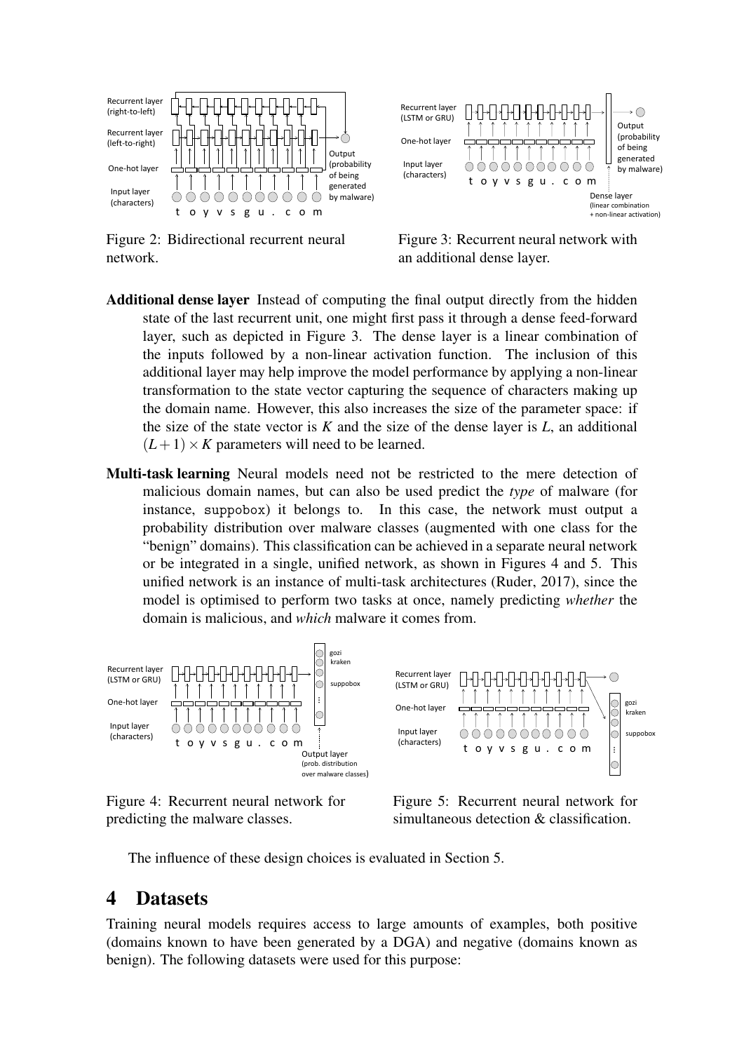Figure 2: Bidirectional recurrent neural network.

Figure 3: Recurrent neural network with an additional dense layer.

**Additional dense layer** Instead of computing the final output directly from the hidden state of the last recurrent unit, one might first pass it through a dense feed-forward layer, such as depicted in Figure 3. The dense layer is a linear combination of the inputs followed by a non-linear activation function. The inclusion of this additional layer may help improve the model performance by applying a non-linear transformation to the state vector capturing the sequence of characters making up the domain name. However, this also increases the size of the parameter space: if the size of the state vector is $K$ and the size of the dense layer is $L$, an additional $(L+1) \times K$ parameters will need to be learned.

**Multi-task learning** Neural models need not be restricted to the mere detection of malicious domain names, but can also be used predict the *type* of malware (for instance, suppobox) it belongs to. In this case, the network must output a probability distribution over malware classes (augmented with one class for the "benign" domains). This classification can be achieved in a separate neural network or be integrated in a single, unified network, as shown in Figures 4 and 5. This unified network is an instance of multi-task architectures (Ruder, 2017), since the model is optimised to perform two tasks at once, namely predicting *whether* the domain is malicious, and *which* malware it comes from.

Figure 4: Recurrent neural network for predicting the malware classes.

Figure 5: Recurrent neural network for simultaneous detection & classification.

The influence of these design choices is evaluated in Section 5.

# 4 Datasets

Training neural models requires access to large amounts of examples, both positive (domains known to have been generated by a DGA) and negative (domains known as benign). The following datasets were used for this purpose: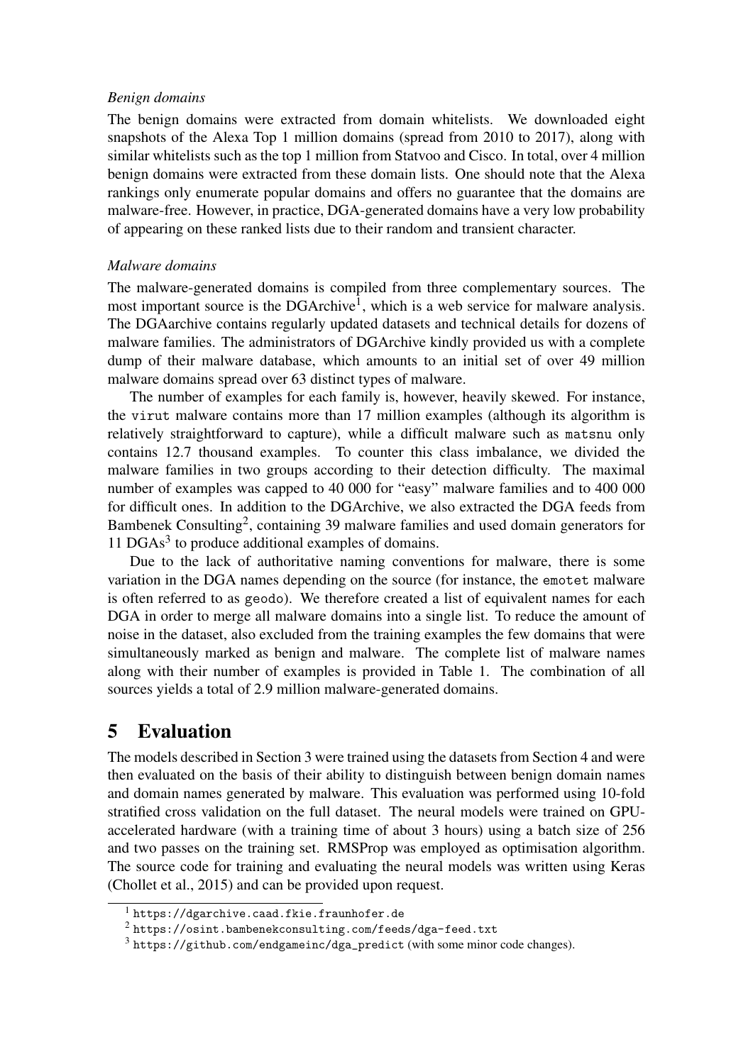*Benign domains*

The benign domains were extracted from domain whitelists. We downloaded eight snapshots of the Alexa Top 1 million domains (spread from 2010 to 2017), along with similar whitelists such as the top 1 million from Statvoo and Cisco. In total, over 4 million benign domains were extracted from these domain lists. One should note that the Alexa rankings only enumerate popular domains and offers no guarantee that the domains are malware-free. However, in practice, DGA-generated domains have a very low probability of appearing on these ranked lists due to their random and transient character.

*Malware domains*

The malware-generated domains is compiled from three complementary sources. The most important source is the DGArchive[1], which is a web service for malware analysis. The DGAarchive contains regularly updated datasets and technical details for dozens of malware families. The administrators of DGArchive kindly provided us with a complete dump of their malware database, which amounts to an initial set of over 49 million malware domains spread over 63 distinct types of malware.

The number of examples for each family is, however, heavily skewed. For instance, the `virut` malware contains more than 17 million examples (although its algorithm is relatively straightforward to capture), while a difficult malware such as `matsnu` only contains 12.7 thousand examples. To counter this class imbalance, we divided the malware families in two groups according to their detection difficulty. The maximal number of examples was capped to 40 000 for "easy" malware families and to 400 000 for difficult ones. In addition to the DGArchive, we also extracted the DGA feeds from Bambenek Consulting[2], containing 39 malware families and used domain generators for 11 DGAs[3] to produce additional examples of domains.

Due to the lack of authoritative naming conventions for malware, there is some variation in the DGA names depending on the source (for instance, the `emotet` malware is often referred to as `geodo`). We therefore created a list of equivalent names for each DGA in order to merge all malware domains into a single list. To reduce the amount of noise in the dataset, also excluded from the training examples the few domains that were simultaneously marked as benign and malware. The complete list of malware names along with their number of examples is provided in Table 1. The combination of all sources yields a total of 2.9 million malware-generated domains.

# 5 Evaluation

The models described in Section 3 were trained using the datasets from Section 4 and were then evaluated on the basis of their ability to distinguish between benign domain names and domain names generated by malware. This evaluation was performed using 10-fold stratified cross validation on the full dataset. The neural models were trained on GPU-accelerated hardware (with a training time of about 3 hours) using a batch size of 256 and two passes on the training set. RMSProp was employed as optimisation algorithm. The source code for training and evaluating the neural models was written using Keras (Chollet et al., 2015) and can be provided upon request.

[1] `https://dgarchive.caad.fkie.fraunhofer.de`

[2] `https://osint.bambenekconsulting.com/feeds/dga-feed.txt`

[3] `https://github.com/endgameinc/dga_predict` (with some minor code changes).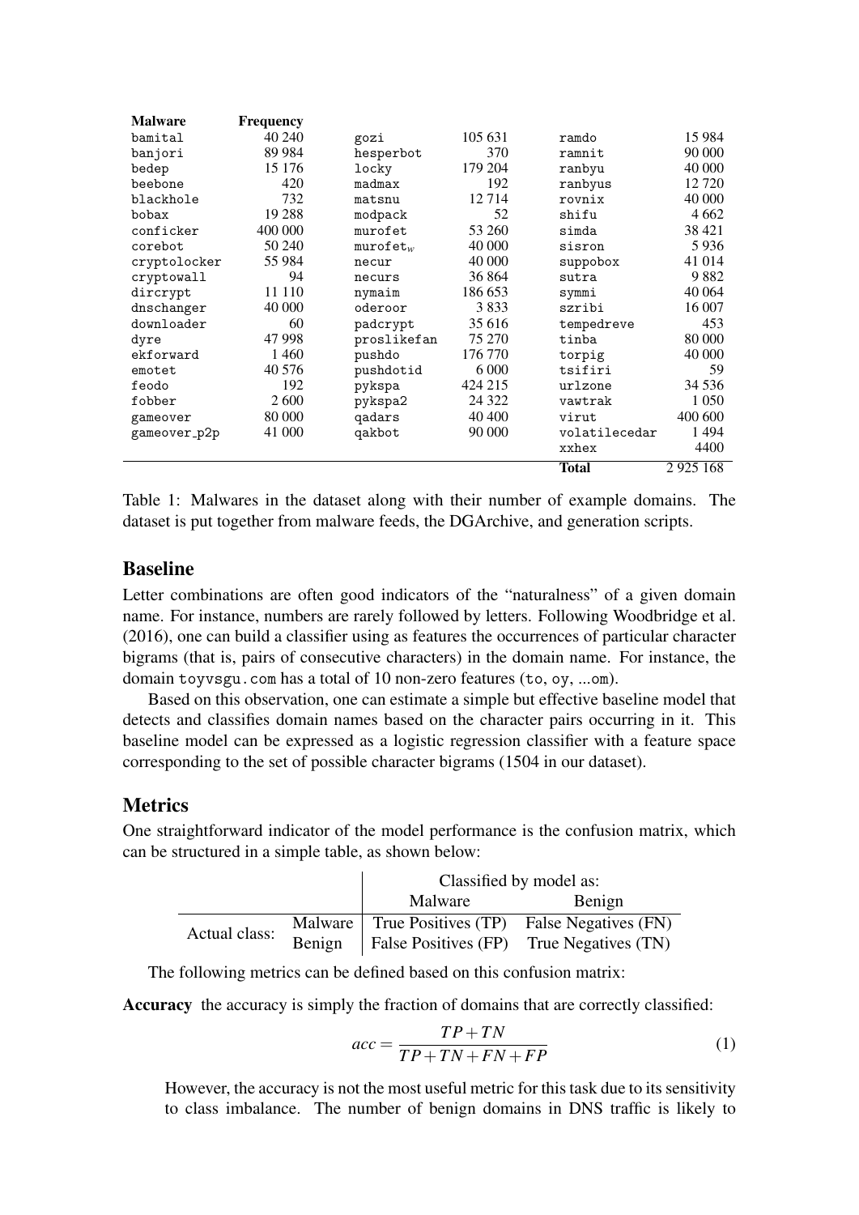| Malware | Frequency | | | | |
|---|---|---|---|---|---|
| bamital | 40 240 | gozi | 105 631 | ramdo | 15 984 |
| banjori | 89 984 | hesperbot | 370 | ramnit | 90 000 |
| bedep | 15 176 | locky | 179 204 | ranbyu | 40 000 |
| beebone | 420 | madmax | 192 | ranbyus | 12 720 |
| blackhole | 732 | matsnu | 12 714 | rovnix | 40 000 |
| bobax | 19 288 | modpack | 52 | shifu | 4 662 |
| conficker | 400 000 | murofet | 53 260 | simda | 38 421 |
| corebot | 50 240 | $\texttt{murofet}_w$ | 40 000 | sisron | 5 936 |
| cryptolocker | 55 984 | necur | 40 000 | suppobox | 41 014 |
| cryptowall | 94 | necurs | 36 864 | sutra | 9 882 |
| dircrypt | 11 110 | nymaim | 186 653 | symmi | 40 064 |
| dnschanger | 40 000 | oderoor | 3 833 | szribi | 16 007 |
| downloader | 60 | padcrypt | 35 616 | tempedreve | 453 |
| dyre | 47 998 | proslikefan | 75 270 | tinba | 80 000 |
| ekforward | 1 460 | pushdo | 176 770 | torpig | 40 000 |
| emotet | 40 576 | pushdotid | 6 000 | tsifiri | 59 |
| feodo | 192 | pykspa | 424 215 | urlzone | 34 536 |
| fobber | 2 600 | pykspa2 | 24 322 | vawtrak | 1 050 |
| gameover | 80 000 | qadars | 40 400 | virut | 400 600 |
| gameover_p2p | 41 000 | qakbot | 90 000 | volatilecedar | 1 494 |
| | | | | xxhex | 4400 |
| | | | | **Total** | 2 925 168 |

Table 1: Malwares in the dataset along with their number of example domains. The dataset is put together from malware feeds, the DGArchive, and generation scripts.

## Baseline

Letter combinations are often good indicators of the "naturalness" of a given domain name. For instance, numbers are rarely followed by letters. Following Woodbridge et al. (2016), one can build a classifier using as features the occurrences of particular character bigrams (that is, pairs of consecutive characters) in the domain name. For instance, the domain toyvsgu.com has a total of 10 non-zero features (to, oy, ...om).

Based on this observation, one can estimate a simple but effective baseline model that detects and classifies domain names based on the character pairs occurring in it. This baseline model can be expressed as a logistic regression classifier with a feature space corresponding to the set of possible character bigrams (1504 in our dataset).

## Metrics

One straightforward indicator of the model performance is the confusion matrix, which can be structured in a simple table, as shown below:

| | | Classified by model as: | |
|---|---|---|---|
| | | Malware | Benign |
| Actual class: | Malware | True Positives (TP) | False Negatives (FN) |
| | Benign | False Positives (FP) | True Negatives (TN) |

The following metrics can be defined based on this confusion matrix:

**Accuracy** the accuracy is simply the fraction of domains that are correctly classified:

$$acc = \frac{TP + TN}{TP + TN + FN + FP} \tag{1}$$

However, the accuracy is not the most useful metric for this task due to its sensitivity to class imbalance. The number of benign domains in DNS traffic is likely to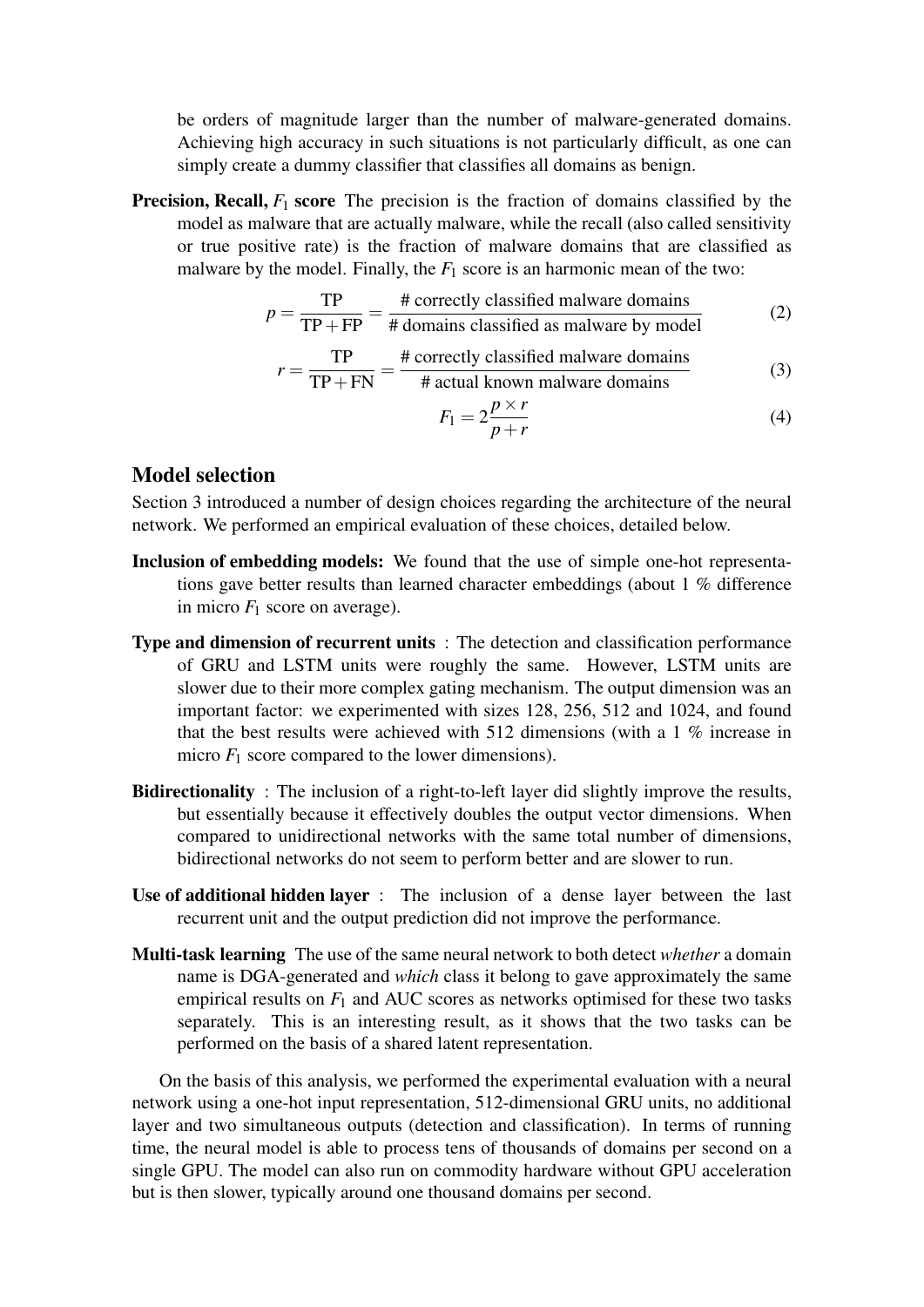be orders of magnitude larger than the number of malware-generated domains. Achieving high accuracy in such situations is not particularly difficult, as one can simply create a dummy classifier that classifies all domains as benign.

**Precision, Recall, $F_1$ score** The precision is the fraction of domains classified by the model as malware that are actually malware, while the recall (also called sensitivity or true positive rate) is the fraction of malware domains that are classified as malware by the model. Finally, the $F_1$ score is an harmonic mean of the two:

$$p = \frac{\text{TP}}{\text{TP} + \text{FP}} = \frac{\text{\# correctly classified malware domains}}{\text{\# domains classified as malware by model}} \tag{2}$$

$$r = \frac{\text{TP}}{\text{TP} + \text{FN}} = \frac{\text{\# correctly classified malware domains}}{\text{\# actual known malware domains}} \tag{3}$$

$$F_1 = 2\frac{p \times r}{p + r} \tag{4}$$

## Model selection

Section 3 introduced a number of design choices regarding the architecture of the neural network. We performed an empirical evaluation of these choices, detailed below.

**Inclusion of embedding models:** We found that the use of simple one-hot representations gave better results than learned character embeddings (about 1 % difference in micro $F_1$ score on average).

**Type and dimension of recurrent units** : The detection and classification performance of GRU and LSTM units were roughly the same. However, LSTM units are slower due to their more complex gating mechanism. The output dimension was an important factor: we experimented with sizes 128, 256, 512 and 1024, and found that the best results were achieved with 512 dimensions (with a 1 % increase in micro $F_1$ score compared to the lower dimensions).

**Bidirectionality** : The inclusion of a right-to-left layer did slightly improve the results, but essentially because it effectively doubles the output vector dimensions. When compared to unidirectional networks with the same total number of dimensions, bidirectional networks do not seem to perform better and are slower to run.

**Use of additional hidden layer** : The inclusion of a dense layer between the last recurrent unit and the output prediction did not improve the performance.

**Multi-task learning** The use of the same neural network to both detect *whether* a domain name is DGA-generated and *which* class it belong to gave approximately the same empirical results on $F_1$ and AUC scores as networks optimised for these two tasks separately. This is an interesting result, as it shows that the two tasks can be performed on the basis of a shared latent representation.

On the basis of this analysis, we performed the experimental evaluation with a neural network using a one-hot input representation, 512-dimensional GRU units, no additional layer and two simultaneous outputs (detection and classification). In terms of running time, the neural model is able to process tens of thousands of domains per second on a single GPU. The model can also run on commodity hardware without GPU acceleration but is then slower, typically around one thousand domains per second.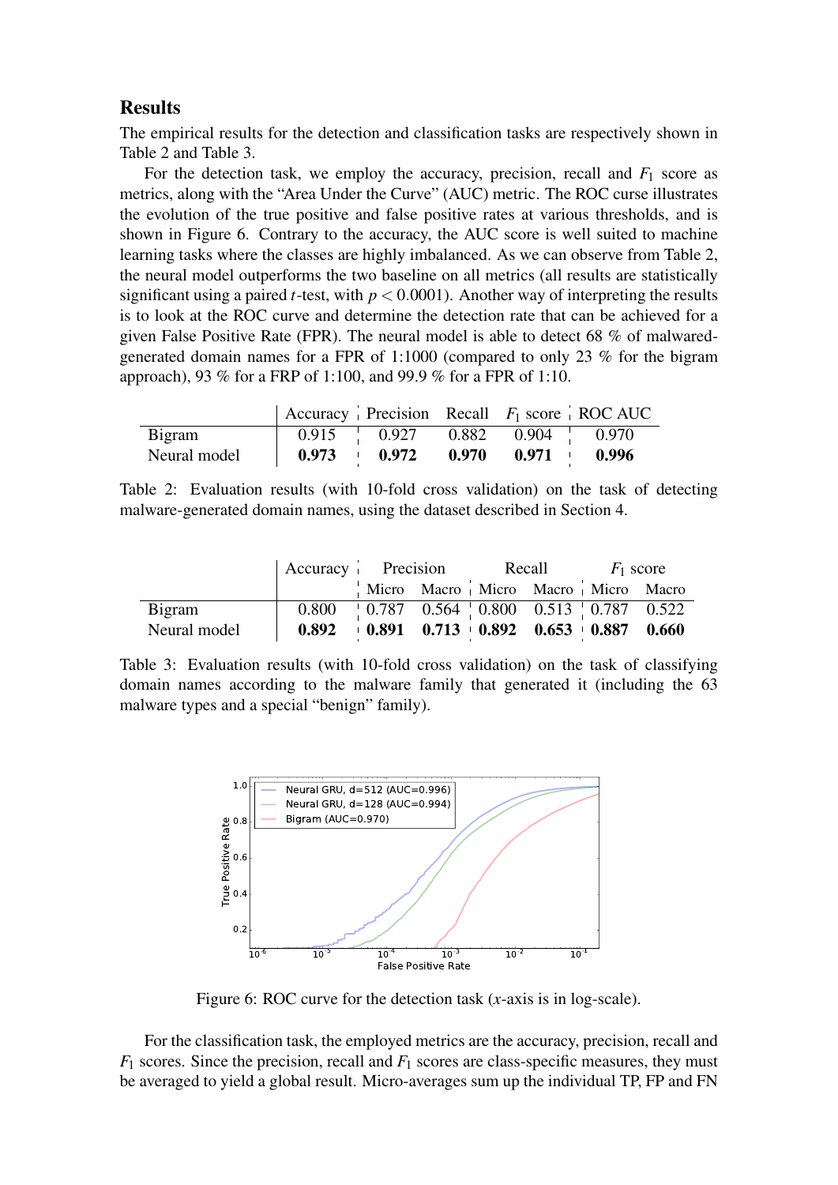## Results

The empirical results for the detection and classification tasks are respectively shown in Table 2 and Table 3.

For the detection task, we employ the accuracy, precision, recall and $F_1$ score as metrics, along with the "Area Under the Curve" (AUC) metric. The ROC curse illustrates the evolution of the true positive and false positive rates at various thresholds, and is shown in Figure 6. Contrary to the accuracy, the AUC score is well suited to machine learning tasks where the classes are highly imbalanced. As we can observe from Table 2, the neural model outperforms the two baseline on all metrics (all results are statistically significant using a paired $t$-test, with $p < 0.0001$). Another way of interpreting the results is to look at the ROC curve and determine the detection rate that can be achieved for a given False Positive Rate (FPR). The neural model is able to detect 68 % of malwared-generated domain names for a FPR of 1:1000 (compared to only 23 % for the bigram approach), 93 % for a FRP of 1:100, and 99.9 % for a FPR of 1:10.

| | Accuracy | Precision | Recall | $F_1$ score | ROC AUC |
|---|---|---|---|---|---|
| Bigram | 0.915 | 0.927 | 0.882 | 0.904 | 0.970 |
| Neural model | **0.973** | **0.972** | **0.970** | **0.971** | **0.996** |

Table 2: Evaluation results (with 10-fold cross validation) on the task of detecting malware-generated domain names, using the dataset described in Section 4.

| | Accuracy | Precision | | Recall | | $F_1$ score | |
|---|---|---|---|---|---|---|---|
| | | Micro | Macro | Micro | Macro | Micro | Macro |
| Bigram | 0.800 | 0.787 | 0.564 | 0.800 | 0.513 | 0.787 | 0.522 |
| Neural model | **0.892** | **0.891** | **0.713** | **0.892** | **0.653** | **0.887** | **0.660** |

Table 3: Evaluation results (with 10-fold cross validation) on the task of classifying domain names according to the malware family that generated it (including the 63 malware types and a special "benign" family).

Figure 6: ROC curve for the detection task ($x$-axis is in log-scale).

For the classification task, the employed metrics are the accuracy, precision, recall and $F_1$ scores. Since the precision, recall and $F_1$ scores are class-specific measures, they must be averaged to yield a global result. Micro-averages sum up the individual TP, FP and FN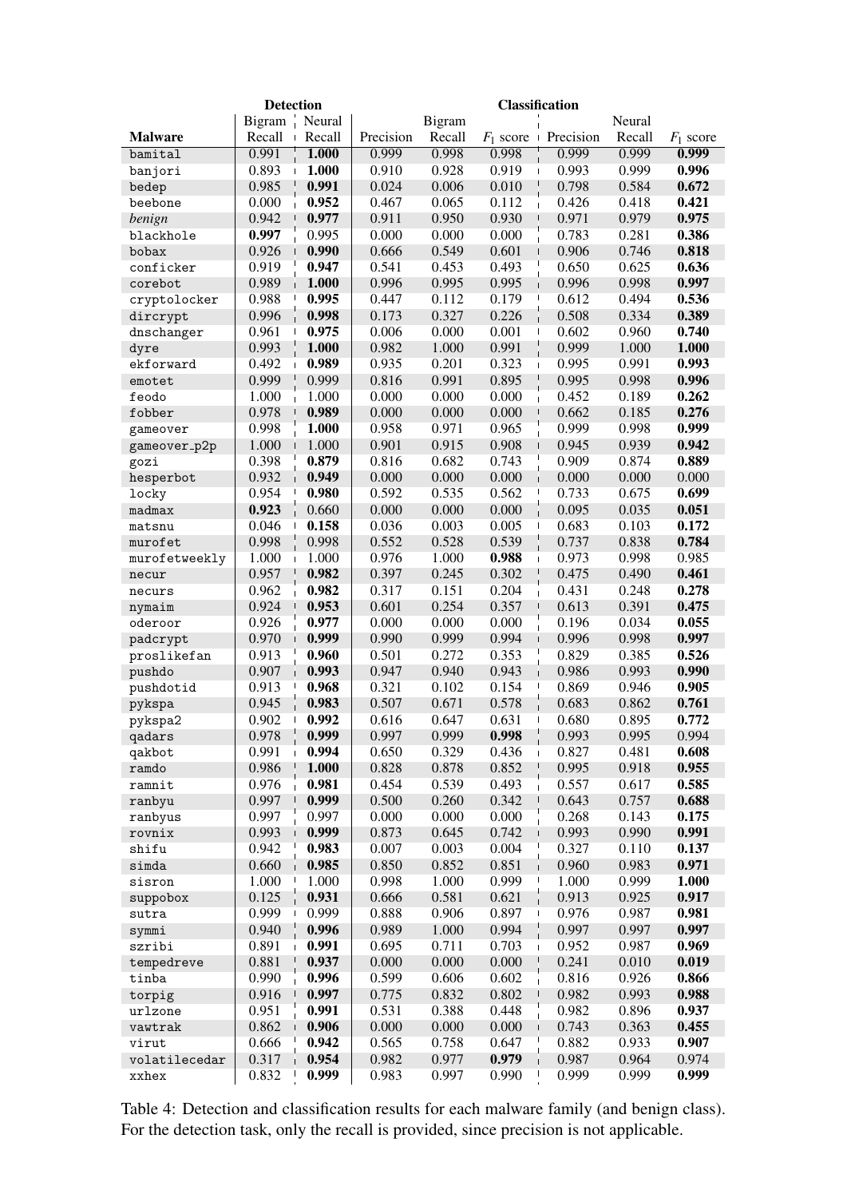| | **Detection** | | **Classification** | | | | | |
|---|---|---|---|---|---|---|---|---|
| | Bigram | Neural | | Bigram | | | Neural | |
| **Malware** | Recall | Recall | Precision | Recall | $F_1$ score | Precision | Recall | $F_1$ score |
| bamital | 0.991 | **1.000** | 0.999 | 0.998 | 0.998 | 0.999 | 0.999 | **0.999** |
| banjori | 0.893 | **1.000** | 0.910 | 0.928 | 0.919 | 0.993 | 0.999 | **0.996** |
| bedep | 0.985 | **0.991** | 0.024 | 0.006 | 0.010 | 0.798 | 0.584 | **0.672** |
| beebone | 0.000 | **0.952** | 0.467 | 0.065 | 0.112 | 0.426 | 0.418 | **0.421** |
| *benign* | 0.942 | **0.977** | 0.911 | 0.950 | 0.930 | 0.971 | 0.979 | **0.975** |
| blackhole | **0.997** | 0.995 | 0.000 | 0.000 | 0.000 | 0.783 | 0.281 | **0.386** |
| bobax | 0.926 | **0.990** | 0.666 | 0.549 | 0.601 | 0.906 | 0.746 | **0.818** |
| conficker | 0.919 | **0.947** | 0.541 | 0.453 | 0.493 | 0.650 | 0.625 | **0.636** |
| corebot | 0.989 | **1.000** | 0.996 | 0.995 | 0.995 | 0.996 | 0.998 | **0.997** |
| cryptolocker | 0.988 | **0.995** | 0.447 | 0.112 | 0.179 | 0.612 | 0.494 | **0.536** |
| dircrypt | 0.996 | **0.998** | 0.173 | 0.327 | 0.226 | 0.508 | 0.334 | **0.389** |
| dnschanger | 0.961 | **0.975** | 0.006 | 0.000 | 0.001 | 0.602 | 0.960 | **0.740** |
| dyre | 0.993 | **1.000** | 0.982 | 1.000 | 0.991 | 0.999 | 1.000 | **1.000** |
| ekforward | 0.492 | **0.989** | 0.935 | 0.201 | 0.323 | 0.995 | 0.991 | **0.993** |
| emotet | 0.999 | 0.999 | 0.816 | 0.991 | 0.895 | 0.995 | 0.998 | **0.996** |
| feodo | 1.000 | 1.000 | 0.000 | 0.000 | 0.000 | 0.452 | 0.189 | **0.262** |
| fobber | 0.978 | **0.989** | 0.000 | 0.000 | 0.000 | 0.662 | 0.185 | **0.276** |
| gameover | 0.998 | **1.000** | 0.958 | 0.971 | 0.965 | 0.999 | 0.998 | **0.999** |
| gameover_p2p | 1.000 | 1.000 | 0.901 | 0.915 | 0.908 | 0.945 | 0.939 | **0.942** |
| gozi | 0.398 | **0.879** | 0.816 | 0.682 | 0.743 | 0.909 | 0.874 | **0.889** |
| hesperbot | 0.932 | **0.949** | 0.000 | 0.000 | 0.000 | 0.000 | 0.000 | 0.000 |
| locky | 0.954 | **0.980** | 0.592 | 0.535 | 0.562 | 0.733 | 0.675 | **0.699** |
| madmax | **0.923** | 0.660 | 0.000 | 0.000 | 0.000 | 0.095 | 0.035 | **0.051** |
| matsnu | 0.046 | **0.158** | 0.036 | 0.003 | 0.005 | 0.683 | 0.103 | **0.172** |
| murofet | 0.998 | 0.998 | 0.552 | 0.528 | 0.539 | 0.737 | 0.838 | **0.784** |
| murofetweekly | 1.000 | 1.000 | 0.976 | 1.000 | **0.988** | 0.973 | 0.998 | 0.985 |
| necur | 0.957 | **0.982** | 0.397 | 0.245 | 0.302 | 0.475 | 0.490 | **0.461** |
| necurs | 0.962 | **0.982** | 0.317 | 0.151 | 0.204 | 0.431 | 0.248 | **0.278** |
| nymaim | 0.924 | **0.953** | 0.601 | 0.254 | 0.357 | 0.613 | 0.391 | **0.475** |
| oderoor | 0.926 | **0.977** | 0.000 | 0.000 | 0.000 | 0.196 | 0.034 | **0.055** |
| padcrypt | 0.970 | **0.999** | 0.990 | 0.999 | 0.994 | 0.996 | 0.998 | **0.997** |
| proslikefan | 0.913 | **0.960** | 0.501 | 0.272 | 0.353 | 0.829 | 0.385 | **0.526** |
| pushdo | 0.907 | **0.993** | 0.947 | 0.940 | 0.943 | 0.986 | 0.993 | **0.990** |
| pushdotid | 0.913 | **0.968** | 0.321 | 0.102 | 0.154 | 0.869 | 0.946 | **0.905** |
| pykspa | 0.945 | **0.983** | 0.507 | 0.671 | 0.578 | 0.683 | 0.862 | **0.761** |
| pykspa2 | 0.902 | **0.992** | 0.616 | 0.647 | 0.631 | 0.680 | 0.895 | **0.772** |
| qadars | 0.978 | **0.999** | 0.997 | 0.999 | **0.998** | 0.993 | 0.995 | 0.994 |
| qakbot | 0.991 | **0.994** | 0.650 | 0.329 | 0.436 | 0.827 | 0.481 | **0.608** |
| ramdo | 0.986 | **1.000** | 0.828 | 0.878 | 0.852 | 0.995 | 0.918 | **0.955** |
| ramnit | 0.976 | **0.981** | 0.454 | 0.539 | 0.493 | 0.557 | 0.617 | **0.585** |
| ranbyu | 0.997 | **0.999** | 0.500 | 0.260 | 0.342 | 0.643 | 0.757 | **0.688** |
| ranbyus | 0.997 | 0.997 | 0.000 | 0.000 | 0.000 | 0.268 | 0.143 | **0.175** |
| rovnix | 0.993 | **0.999** | 0.873 | 0.645 | 0.742 | 0.993 | 0.990 | **0.991** |
| shifu | 0.942 | **0.983** | 0.007 | 0.003 | 0.004 | 0.327 | 0.110 | **0.137** |
| simda | 0.660 | **0.985** | 0.850 | 0.852 | 0.851 | 0.960 | 0.983 | **0.971** |
| sisron | 1.000 | 1.000 | 0.998 | 1.000 | 0.999 | 1.000 | 0.999 | **1.000** |
| suppobox | 0.125 | **0.931** | 0.666 | 0.581 | 0.621 | 0.913 | 0.925 | **0.917** |
| sutra | 0.999 | 0.999 | 0.888 | 0.906 | 0.897 | 0.976 | 0.987 | **0.981** |
| symmi | 0.940 | **0.996** | 0.989 | 1.000 | 0.994 | 0.997 | 0.997 | **0.997** |
| szribi | 0.891 | **0.991** | 0.695 | 0.711 | 0.703 | 0.952 | 0.987 | **0.969** |
| tempedreve | 0.881 | **0.937** | 0.000 | 0.000 | 0.000 | 0.241 | 0.010 | **0.019** |
| tinba | 0.990 | **0.996** | 0.599 | 0.606 | 0.602 | 0.816 | 0.926 | **0.866** |
| torpig | 0.916 | **0.997** | 0.775 | 0.832 | 0.802 | 0.982 | 0.993 | **0.988** |
| urlzone | 0.951 | **0.991** | 0.531 | 0.388 | 0.448 | 0.982 | 0.896 | **0.937** |
| vawtrak | 0.862 | **0.906** | 0.000 | 0.000 | 0.000 | 0.743 | 0.363 | **0.455** |
| virut | 0.666 | **0.942** | 0.565 | 0.758 | 0.647 | 0.882 | 0.933 | **0.907** |
| volatilecedar | 0.317 | **0.954** | 0.982 | 0.977 | **0.979** | 0.987 | 0.964 | 0.974 |
| xxhex | 0.832 | **0.999** | 0.983 | 0.997 | 0.990 | 0.999 | 0.999 | **0.999** |

Table 4: Detection and classification results for each malware family (and benign class). For the detection task, only the recall is provided, since precision is not applicable.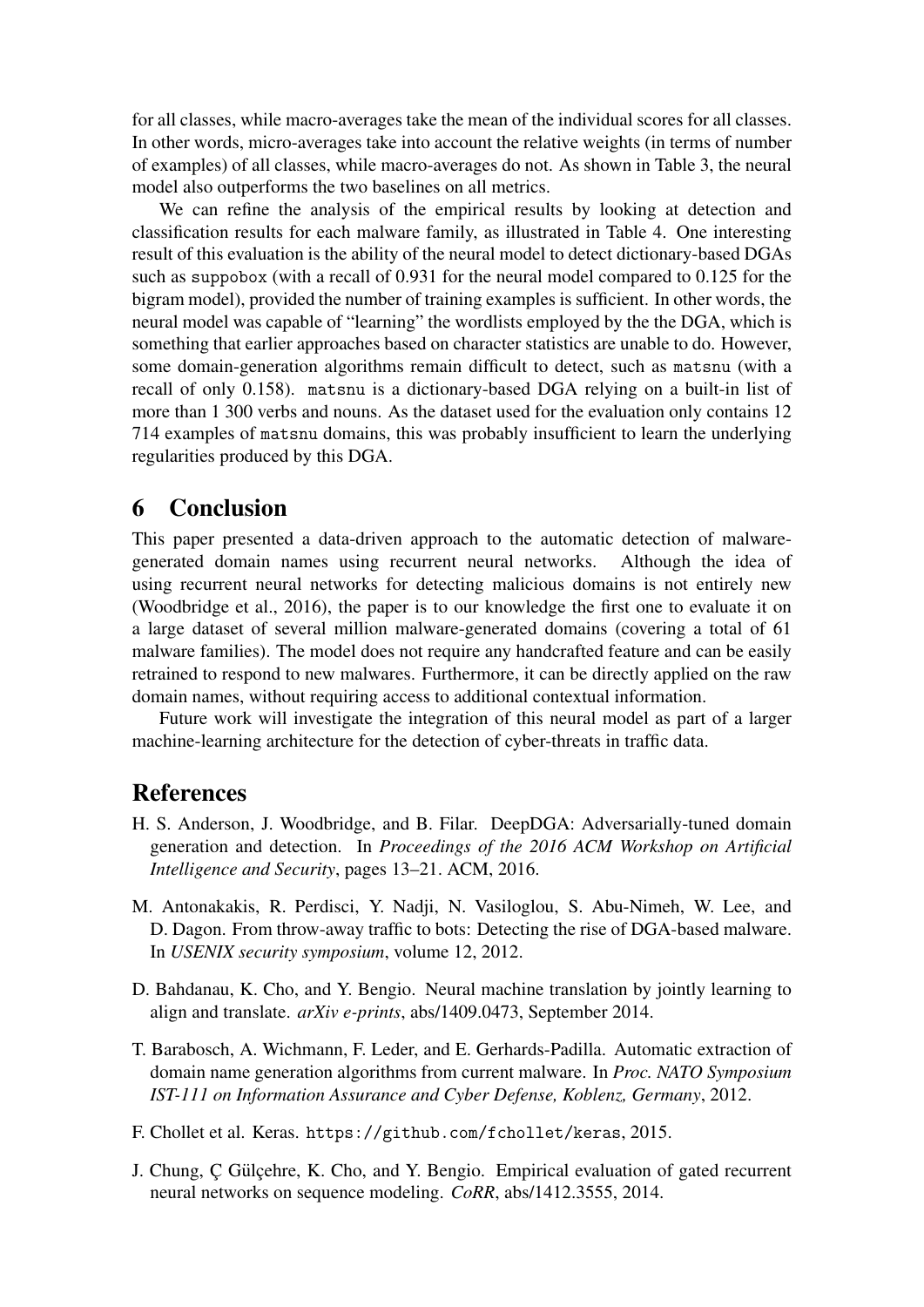for all classes, while macro-averages take the mean of the individual scores for all classes. In other words, micro-averages take into account the relative weights (in terms of number of examples) of all classes, while macro-averages do not. As shown in Table 3, the neural model also outperforms the two baselines on all metrics.

We can refine the analysis of the empirical results by looking at detection and classification results for each malware family, as illustrated in Table 4. One interesting result of this evaluation is the ability of the neural model to detect dictionary-based DGAs such as `suppobox` (with a recall of 0.931 for the neural model compared to 0.125 for the bigram model), provided the number of training examples is sufficient. In other words, the neural model was capable of "learning" the wordlists employed by the the DGA, which is something that earlier approaches based on character statistics are unable to do. However, some domain-generation algorithms remain difficult to detect, such as `matsnu` (with a recall of only 0.158). `matsnu` is a dictionary-based DGA relying on a built-in list of more than 1 300 verbs and nouns. As the dataset used for the evaluation only contains 12 714 examples of `matsnu` domains, this was probably insufficient to learn the underlying regularities produced by this DGA.

## 6 Conclusion

This paper presented a data-driven approach to the automatic detection of malware-generated domain names using recurrent neural networks. Although the idea of using recurrent neural networks for detecting malicious domains is not entirely new (Woodbridge et al., 2016), the paper is to our knowledge the first one to evaluate it on a large dataset of several million malware-generated domains (covering a total of 61 malware families). The model does not require any handcrafted feature and can be easily retrained to respond to new malwares. Furthermore, it can be directly applied on the raw domain names, without requiring access to additional contextual information.

Future work will investigate the integration of this neural model as part of a larger machine-learning architecture for the detection of cyber-threats in traffic data.

## References

H. S. Anderson, J. Woodbridge, and B. Filar. DeepDGA: Adversarially-tuned domain generation and detection. In *Proceedings of the 2016 ACM Workshop on Artificial Intelligence and Security*, pages 13–21. ACM, 2016.

M. Antonakakis, R. Perdisci, Y. Nadji, N. Vasiloglou, S. Abu-Nimeh, W. Lee, and D. Dagon. From throw-away traffic to bots: Detecting the rise of DGA-based malware. In *USENIX security symposium*, volume 12, 2012.

D. Bahdanau, K. Cho, and Y. Bengio. Neural machine translation by jointly learning to align and translate. *arXiv e-prints*, abs/1409.0473, September 2014.

T. Barabosch, A. Wichmann, F. Leder, and E. Gerhards-Padilla. Automatic extraction of domain name generation algorithms from current malware. In *Proc. NATO Symposium IST-111 on Information Assurance and Cyber Defense, Koblenz, Germany*, 2012.

F. Chollet et al. Keras. `https://github.com/fchollet/keras`, 2015.

J. Chung, Ç Gülçehre, K. Cho, and Y. Bengio. Empirical evaluation of gated recurrent neural networks on sequence modeling. *CoRR*, abs/1412.3555, 2014.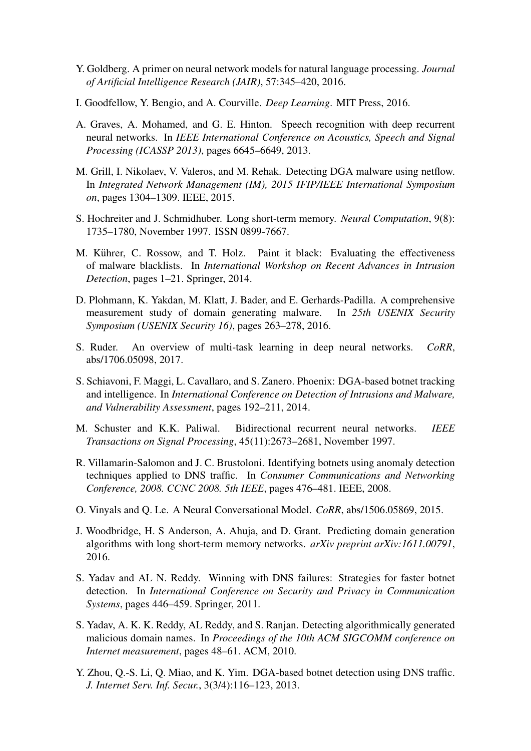Y. Goldberg. A primer on neural network models for natural language processing. *Journal of Artificial Intelligence Research (JAIR)*, 57:345–420, 2016.

I. Goodfellow, Y. Bengio, and A. Courville. *Deep Learning*. MIT Press, 2016.

A. Graves, A. Mohamed, and G. E. Hinton. Speech recognition with deep recurrent neural networks. In *IEEE International Conference on Acoustics, Speech and Signal Processing (ICASSP 2013)*, pages 6645–6649, 2013.

M. Grill, I. Nikolaev, V. Valeros, and M. Rehak. Detecting DGA malware using netflow. In *Integrated Network Management (IM), 2015 IFIP/IEEE International Symposium on*, pages 1304–1309. IEEE, 2015.

S. Hochreiter and J. Schmidhuber. Long short-term memory. *Neural Computation*, 9(8): 1735–1780, November 1997. ISSN 0899-7667.

M. Kührer, C. Rossow, and T. Holz. Paint it black: Evaluating the effectiveness of malware blacklists. In *International Workshop on Recent Advances in Intrusion Detection*, pages 1–21. Springer, 2014.

D. Plohmann, K. Yakdan, M. Klatt, J. Bader, and E. Gerhards-Padilla. A comprehensive measurement study of domain generating malware. In *25th USENIX Security Symposium (USENIX Security 16)*, pages 263–278, 2016.

S. Ruder. An overview of multi-task learning in deep neural networks. *CoRR*, abs/1706.05098, 2017.

S. Schiavoni, F. Maggi, L. Cavallaro, and S. Zanero. Phoenix: DGA-based botnet tracking and intelligence. In *International Conference on Detection of Intrusions and Malware, and Vulnerability Assessment*, pages 192–211, 2014.

M. Schuster and K.K. Paliwal. Bidirectional recurrent neural networks. *IEEE Transactions on Signal Processing*, 45(11):2673–2681, November 1997.

R. Villamarin-Salomon and J. C. Brustoloni. Identifying botnets using anomaly detection techniques applied to DNS traffic. In *Consumer Communications and Networking Conference, 2008. CCNC 2008. 5th IEEE*, pages 476–481. IEEE, 2008.

O. Vinyals and Q. Le. A Neural Conversational Model. *CoRR*, abs/1506.05869, 2015.

J. Woodbridge, H. S Anderson, A. Ahuja, and D. Grant. Predicting domain generation algorithms with long short-term memory networks. *arXiv preprint arXiv:1611.00791*, 2016.

S. Yadav and AL N. Reddy. Winning with DNS failures: Strategies for faster botnet detection. In *International Conference on Security and Privacy in Communication Systems*, pages 446–459. Springer, 2011.

S. Yadav, A. K. K. Reddy, AL Reddy, and S. Ranjan. Detecting algorithmically generated malicious domain names. In *Proceedings of the 10th ACM SIGCOMM conference on Internet measurement*, pages 48–61. ACM, 2010.

Y. Zhou, Q.-S. Li, Q. Miao, and K. Yim. DGA-based botnet detection using DNS traffic. *J. Internet Serv. Inf. Secur.*, 3(3/4):116–123, 2013.